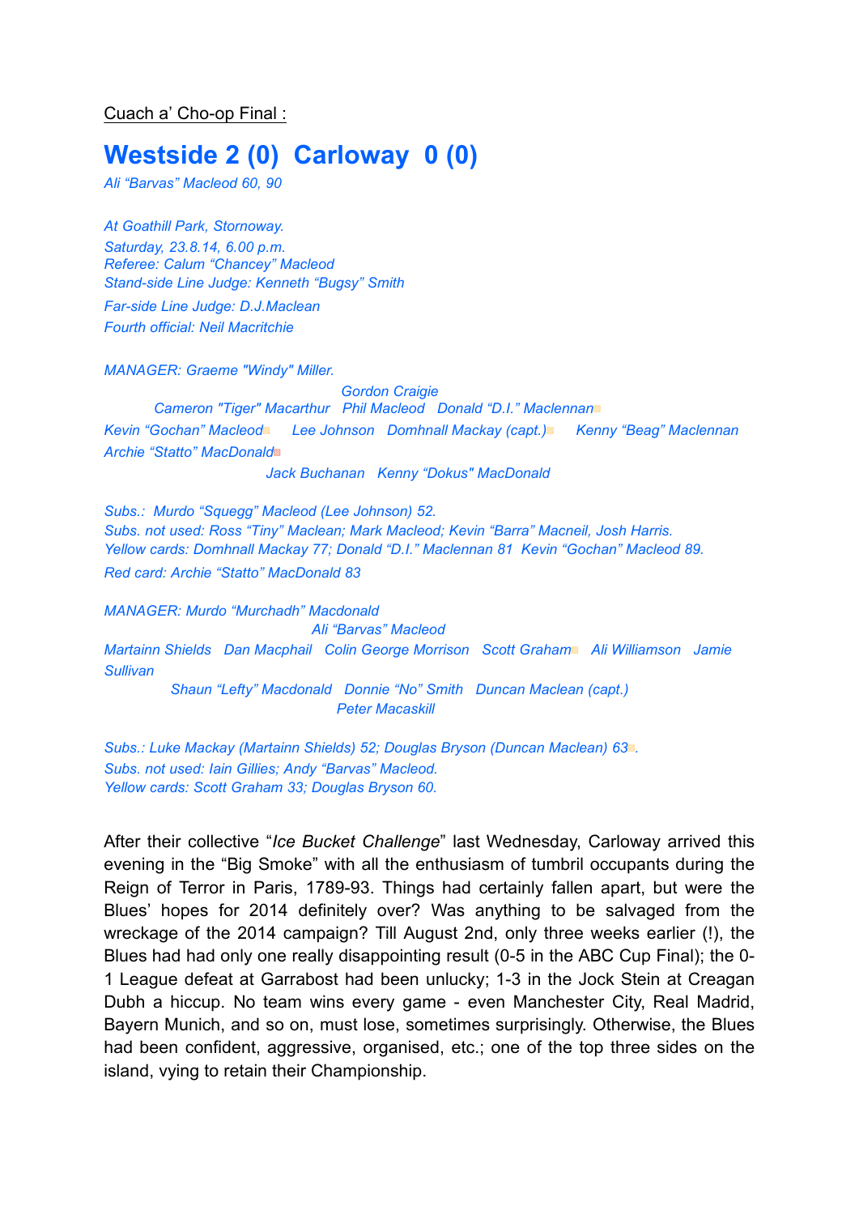Cuach a' Cho-op Final :

# Westside 2 (0)  Carloway  0 (0)

*Ali "Barvas" Macleod 60, 90*

*At Goathill Park, Stornoway.*
*Saturday, 23.8.14, 6.00 p.m.*
*Referee: Calum "Chancey" Macleod*
*Stand-side Line Judge: Kenneth "Bugsy" Smith*
*Far-side Line Judge: D.J.Maclean*
*Fourth official: Neil Macritchie*

*MANAGER: Graeme "Windy" Miller.*

*Gordon Craigie*
*Cameron "Tiger" Macarthur   Phil Macleod   Donald "D.I." Maclennan*
*Kevin "Gochan" Macleod   Lee Johnson   Domhnall Mackay (capt.)   Kenny "Beag" Maclennan*
*Archie "Statto" MacDonald*
*Jack Buchanan   Kenny "Dokus" MacDonald*

*Subs.: Murdo "Squegg" Macleod (Lee Johnson) 52.*
*Subs. not used: Ross "Tiny" Maclean; Mark Macleod; Kevin "Barra" Macneil, Josh Harris.*
*Yellow cards: Domhnall Mackay 77; Donald "D.I." Maclennan 81  Kevin "Gochan" Macleod 89.*
*Red card: Archie "Statto" MacDonald 83*

*MANAGER: Murdo "Murchadh" Macdonald*

*Ali "Barvas" Macleod*
*Martainn Shields   Dan Macphail   Colin George Morrison   Scott Graham   Ali Williamson   Jamie Sullivan*
*Shaun "Lefty" Macdonald   Donnie "No" Smith   Duncan Maclean (capt.)*
*Peter Macaskill*

*Subs.: Luke Mackay (Martainn Shields) 52; Douglas Bryson (Duncan Maclean) 63.*
*Subs. not used: Iain Gillies; Andy "Barvas" Macleod.*
*Yellow cards: Scott Graham 33; Douglas Bryson 60.*

After their collective "*Ice Bucket Challenge*" last Wednesday, Carloway arrived this evening in the "Big Smoke" with all the enthusiasm of tumbril occupants during the Reign of Terror in Paris, 1789-93. Things had certainly fallen apart, but were the Blues' hopes for 2014 definitely over? Was anything to be salvaged from the wreckage of the 2014 campaign? Till August 2nd, only three weeks earlier (!), the Blues had had only one really disappointing result (0-5 in the ABC Cup Final); the 0-1 League defeat at Garrabost had been unlucky; 1-3 in the Jock Stein at Creagan Dubh a hiccup. No team wins every game - even Manchester City, Real Madrid, Bayern Munich, and so on, must lose, sometimes surprisingly. Otherwise, the Blues had been confident, aggressive, organised, etc.; one of the top three sides on the island, vying to retain their Championship.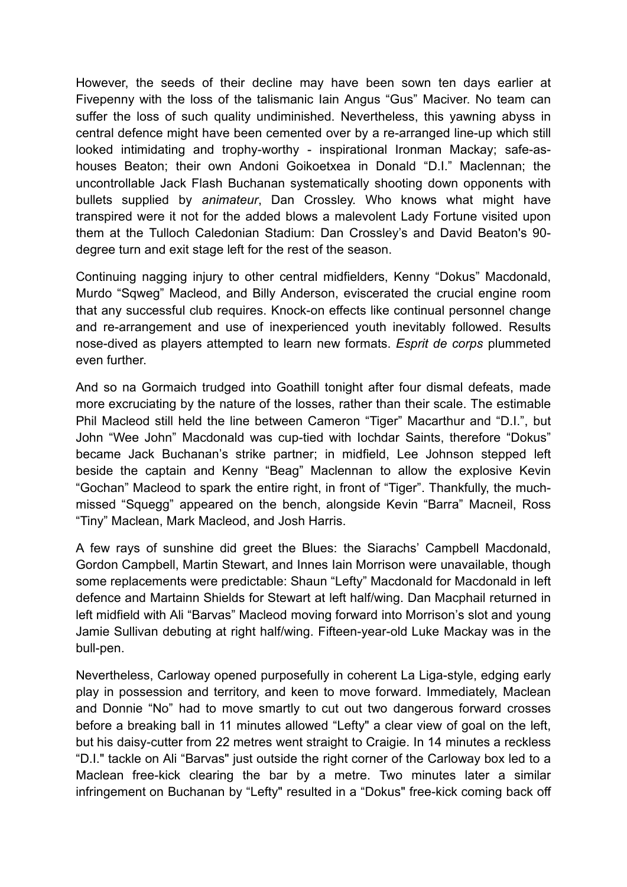However, the seeds of their decline may have been sown ten days earlier at Fivepenny with the loss of the talismanic Iain Angus "Gus" Maciver. No team can suffer the loss of such quality undiminished. Nevertheless, this yawning abyss in central defence might have been cemented over by a re-arranged line-up which still looked intimidating and trophy-worthy - inspirational Ironman Mackay; safe-as-houses Beaton; their own Andoni Goikoetxea in Donald "D.I." Maclennan; the uncontrollable Jack Flash Buchanan systematically shooting down opponents with bullets supplied by *animateur*, Dan Crossley. Who knows what might have transpired were it not for the added blows a malevolent Lady Fortune visited upon them at the Tulloch Caledonian Stadium: Dan Crossley's and David Beaton's 90-degree turn and exit stage left for the rest of the season.

Continuing nagging injury to other central midfielders, Kenny "Dokus" Macdonald, Murdo "Sqweg" Macleod, and Billy Anderson, eviscerated the crucial engine room that any successful club requires. Knock-on effects like continual personnel change and re-arrangement and use of inexperienced youth inevitably followed. Results nose-dived as players attempted to learn new formats. *Esprit de corps* plummeted even further.

And so na Gormaich trudged into Goathill tonight after four dismal defeats, made more excruciating by the nature of the losses, rather than their scale. The estimable Phil Macleod still held the line between Cameron "Tiger" Macarthur and "D.I.", but John "Wee John" Macdonald was cup-tied with Iochdar Saints, therefore "Dokus" became Jack Buchanan's strike partner; in midfield, Lee Johnson stepped left beside the captain and Kenny "Beag" Maclennan to allow the explosive Kevin "Gochan" Macleod to spark the entire right, in front of "Tiger". Thankfully, the much-missed "Squegg" appeared on the bench, alongside Kevin "Barra" Macneil, Ross "Tiny" Maclean, Mark Macleod, and Josh Harris.

A few rays of sunshine did greet the Blues: the Siarachs' Campbell Macdonald, Gordon Campbell, Martin Stewart, and Innes Iain Morrison were unavailable, though some replacements were predictable: Shaun "Lefty" Macdonald for Macdonald in left defence and Martainn Shields for Stewart at left half/wing. Dan Macphail returned in left midfield with Ali "Barvas" Macleod moving forward into Morrison's slot and young Jamie Sullivan debuting at right half/wing. Fifteen-year-old Luke Mackay was in the bull-pen.

Nevertheless, Carloway opened purposefully in coherent La Liga-style, edging early play in possession and territory, and keen to move forward. Immediately, Maclean and Donnie "No" had to move smartly to cut out two dangerous forward crosses before a breaking ball in 11 minutes allowed "Lefty" a clear view of goal on the left, but his daisy-cutter from 22 metres went straight to Craigie. In 14 minutes a reckless "D.I." tackle on Ali "Barvas" just outside the right corner of the Carloway box led to a Maclean free-kick clearing the bar by a metre. Two minutes later a similar infringement on Buchanan by "Lefty" resulted in a "Dokus" free-kick coming back off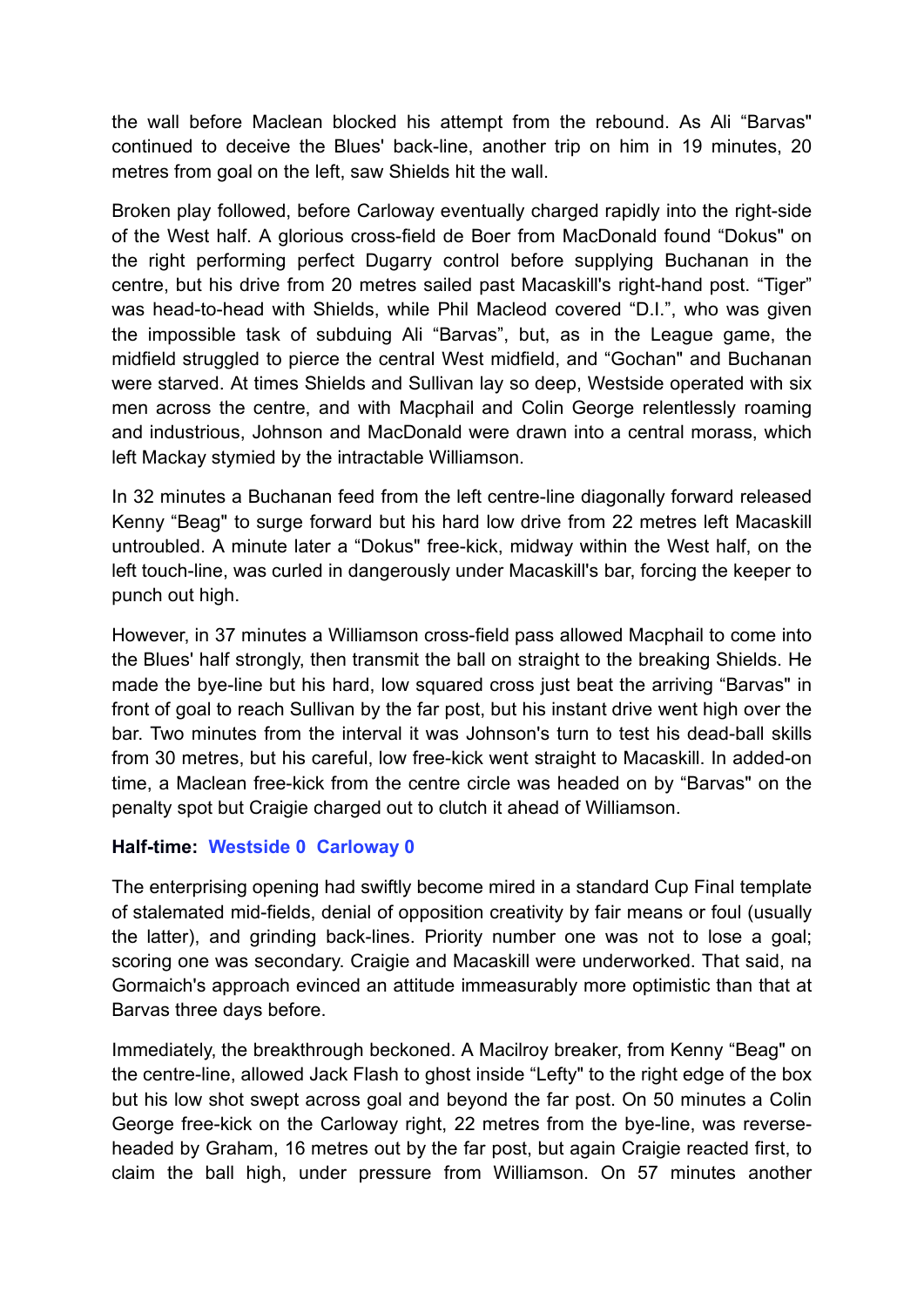the wall before Maclean blocked his attempt from the rebound. As Ali "Barvas" continued to deceive the Blues' back-line, another trip on him in 19 minutes, 20 metres from goal on the left, saw Shields hit the wall.

Broken play followed, before Carloway eventually charged rapidly into the right-side of the West half. A glorious cross-field de Boer from MacDonald found "Dokus" on the right performing perfect Dugarry control before supplying Buchanan in the centre, but his drive from 20 metres sailed past Macaskill's right-hand post. "Tiger" was head-to-head with Shields, while Phil Macleod covered "D.I.", who was given the impossible task of subduing Ali "Barvas", but, as in the League game, the midfield struggled to pierce the central West midfield, and "Gochan" and Buchanan were starved. At times Shields and Sullivan lay so deep, Westside operated with six men across the centre, and with Macphail and Colin George relentlessly roaming and industrious, Johnson and MacDonald were drawn into a central morass, which left Mackay stymied by the intractable Williamson.

In 32 minutes a Buchanan feed from the left centre-line diagonally forward released Kenny "Beag" to surge forward but his hard low drive from 22 metres left Macaskill untroubled. A minute later a "Dokus" free-kick, midway within the West half, on the left touch-line, was curled in dangerously under Macaskill's bar, forcing the keeper to punch out high.

However, in 37 minutes a Williamson cross-field pass allowed Macphail to come into the Blues' half strongly, then transmit the ball on straight to the breaking Shields. He made the bye-line but his hard, low squared cross just beat the arriving "Barvas" in front of goal to reach Sullivan by the far post, but his instant drive went high over the bar. Two minutes from the interval it was Johnson's turn to test his dead-ball skills from 30 metres, but his careful, low free-kick went straight to Macaskill. In added-on time, a Maclean free-kick from the centre circle was headed on by "Barvas" on the penalty spot but Craigie charged out to clutch it ahead of Williamson.

**Half-time: Westside 0 Carloway 0**

The enterprising opening had swiftly become mired in a standard Cup Final template of stalemated mid-fields, denial of opposition creativity by fair means or foul (usually the latter), and grinding back-lines. Priority number one was not to lose a goal; scoring one was secondary. Craigie and Macaskill were underworked. That said, na Gormaich's approach evinced an attitude immeasurably more optimistic than that at Barvas three days before.

Immediately, the breakthrough beckoned. A Macilroy breaker, from Kenny "Beag" on the centre-line, allowed Jack Flash to ghost inside "Lefty" to the right edge of the box but his low shot swept across goal and beyond the far post. On 50 minutes a Colin George free-kick on the Carloway right, 22 metres from the bye-line, was reverse-headed by Graham, 16 metres out by the far post, but again Craigie reacted first, to claim the ball high, under pressure from Williamson. On 57 minutes another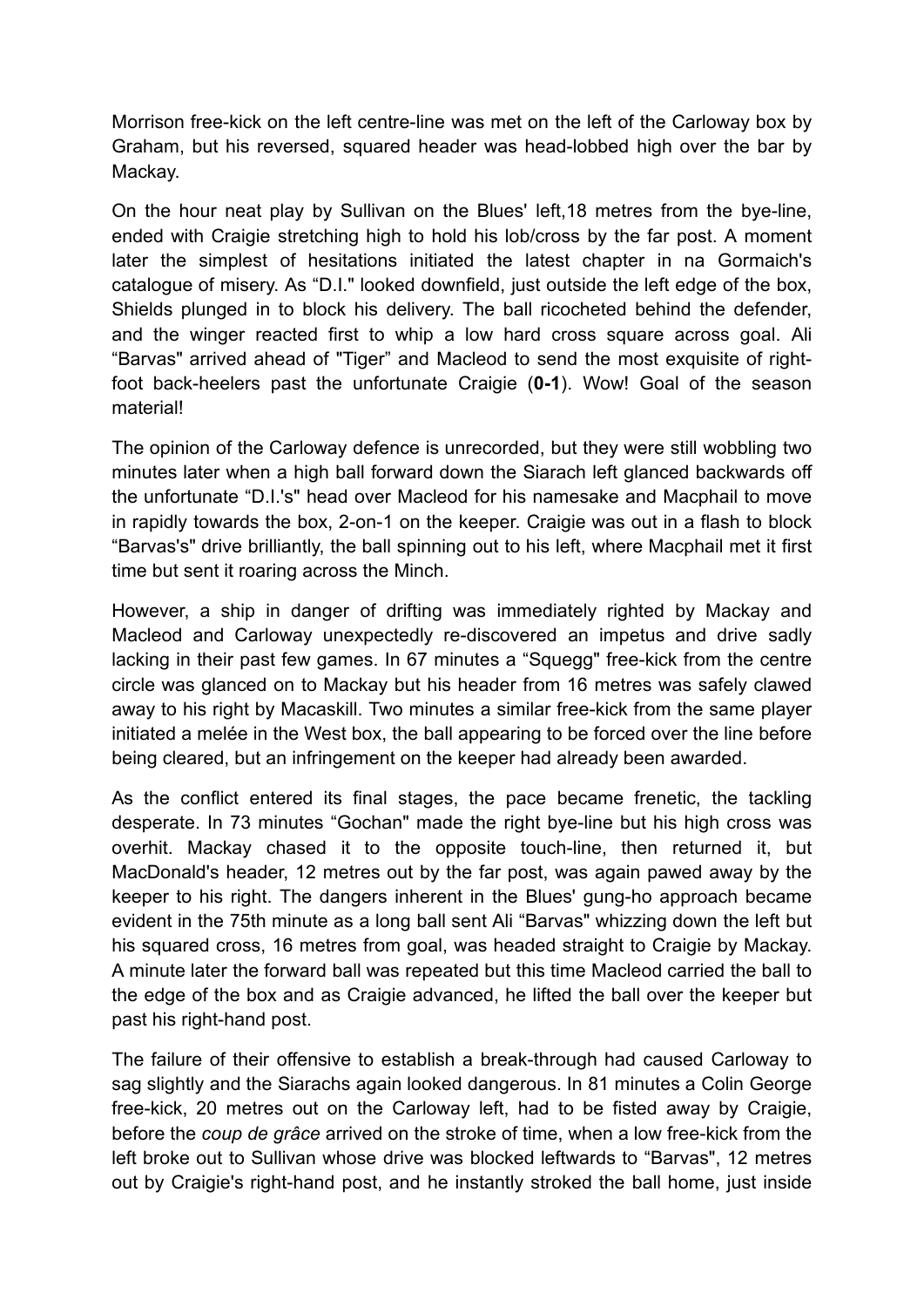Morrison free-kick on the left centre-line was met on the left of the Carloway box by Graham, but his reversed, squared header was head-lobbed high over the bar by Mackay.

On the hour neat play by Sullivan on the Blues' left,18 metres from the bye-line, ended with Craigie stretching high to hold his lob/cross by the far post. A moment later the simplest of hesitations initiated the latest chapter in na Gormaich's catalogue of misery. As "D.I." looked downfield, just outside the left edge of the box, Shields plunged in to block his delivery. The ball ricocheted behind the defender, and the winger reacted first to whip a low hard cross square across goal. Ali "Barvas" arrived ahead of "Tiger" and Macleod to send the most exquisite of right-foot back-heelers past the unfortunate Craigie (**0-1**). Wow! Goal of the season material!

The opinion of the Carloway defence is unrecorded, but they were still wobbling two minutes later when a high ball forward down the Siarach left glanced backwards off the unfortunate "D.I.'s" head over Macleod for his namesake and Macphail to move in rapidly towards the box, 2-on-1 on the keeper. Craigie was out in a flash to block "Barvas's" drive brilliantly, the ball spinning out to his left, where Macphail met it first time but sent it roaring across the Minch.

However, a ship in danger of drifting was immediately righted by Mackay and Macleod and Carloway unexpectedly re-discovered an impetus and drive sadly lacking in their past few games. In 67 minutes a "Squegg" free-kick from the centre circle was glanced on to Mackay but his header from 16 metres was safely clawed away to his right by Macaskill. Two minutes a similar free-kick from the same player initiated a melée in the West box, the ball appearing to be forced over the line before being cleared, but an infringement on the keeper had already been awarded.

As the conflict entered its final stages, the pace became frenetic, the tackling desperate. In 73 minutes "Gochan" made the right bye-line but his high cross was overhit. Mackay chased it to the opposite touch-line, then returned it, but MacDonald's header, 12 metres out by the far post, was again pawed away by the keeper to his right. The dangers inherent in the Blues' gung-ho approach became evident in the 75th minute as a long ball sent Ali "Barvas" whizzing down the left but his squared cross, 16 metres from goal, was headed straight to Craigie by Mackay. A minute later the forward ball was repeated but this time Macleod carried the ball to the edge of the box and as Craigie advanced, he lifted the ball over the keeper but past his right-hand post.

The failure of their offensive to establish a break-through had caused Carloway to sag slightly and the Siarachs again looked dangerous. In 81 minutes a Colin George free-kick, 20 metres out on the Carloway left, had to be fisted away by Craigie, before the *coup de grâce* arrived on the stroke of time, when a low free-kick from the left broke out to Sullivan whose drive was blocked leftwards to "Barvas", 12 metres out by Craigie's right-hand post, and he instantly stroked the ball home, just inside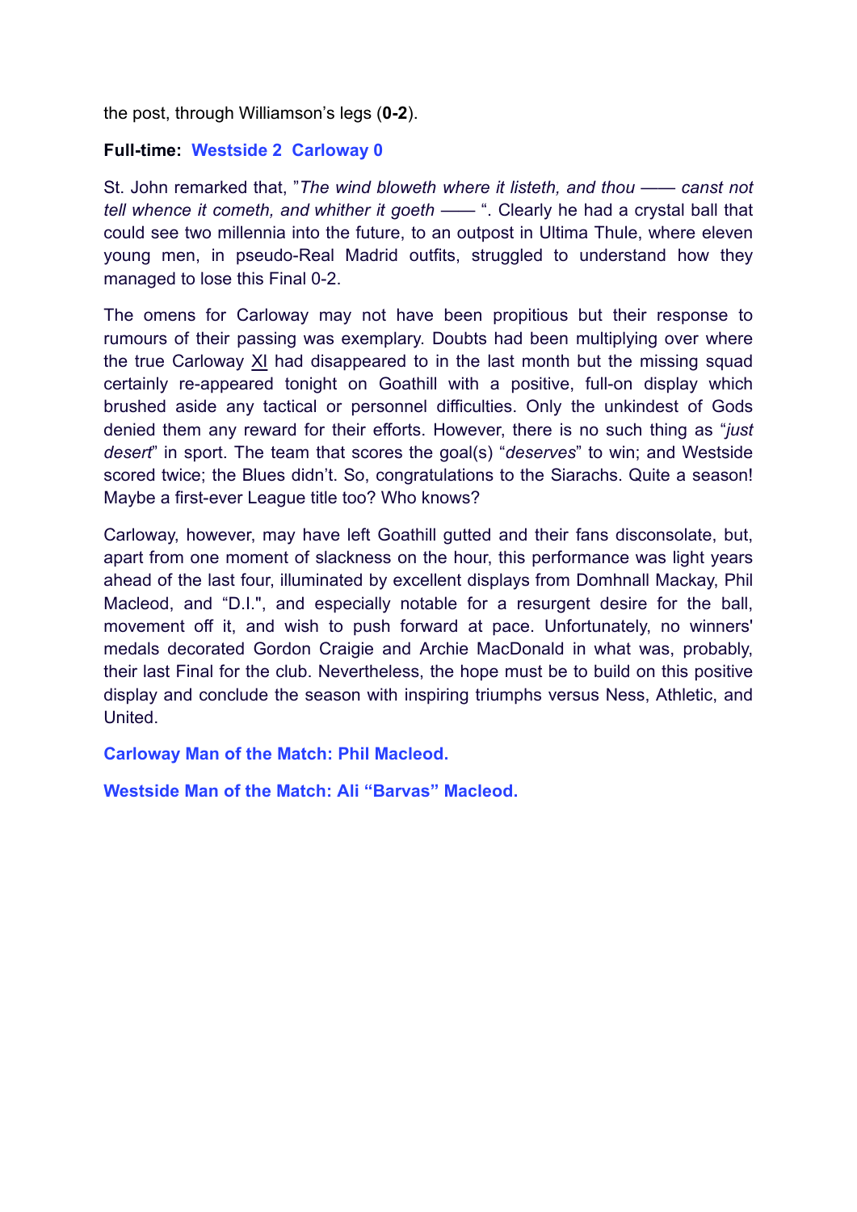the post, through Williamson's legs (**0-2**).

**Full-time: Westside 2 Carloway 0**

St. John remarked that, "*The wind bloweth where it listeth, and thou —— canst not tell whence it cometh, and whither it goeth ——* ". Clearly he had a crystal ball that could see two millennia into the future, to an outpost in Ultima Thule, where eleven young men, in pseudo-Real Madrid outfits, struggled to understand how they managed to lose this Final 0-2.

The omens for Carloway may not have been propitious but their response to rumours of their passing was exemplary. Doubts had been multiplying over where the true Carloway XI had disappeared to in the last month but the missing squad certainly re-appeared tonight on Goathill with a positive, full-on display which brushed aside any tactical or personnel difficulties. Only the unkindest of Gods denied them any reward for their efforts. However, there is no such thing as "*just desert*" in sport. The team that scores the goal(s) "*deserves*" to win; and Westside scored twice; the Blues didn't. So, congratulations to the Siarachs. Quite a season! Maybe a first-ever League title too? Who knows?

Carloway, however, may have left Goathill gutted and their fans disconsolate, but, apart from one moment of slackness on the hour, this performance was light years ahead of the last four, illuminated by excellent displays from Domhnall Mackay, Phil Macleod, and "D.I.", and especially notable for a resurgent desire for the ball, movement off it, and wish to push forward at pace. Unfortunately, no winners' medals decorated Gordon Craigie and Archie MacDonald in what was, probably, their last Final for the club. Nevertheless, the hope must be to build on this positive display and conclude the season with inspiring triumphs versus Ness, Athletic, and United.

**Carloway Man of the Match: Phil Macleod.**

**Westside Man of the Match: Ali "Barvas" Macleod.**